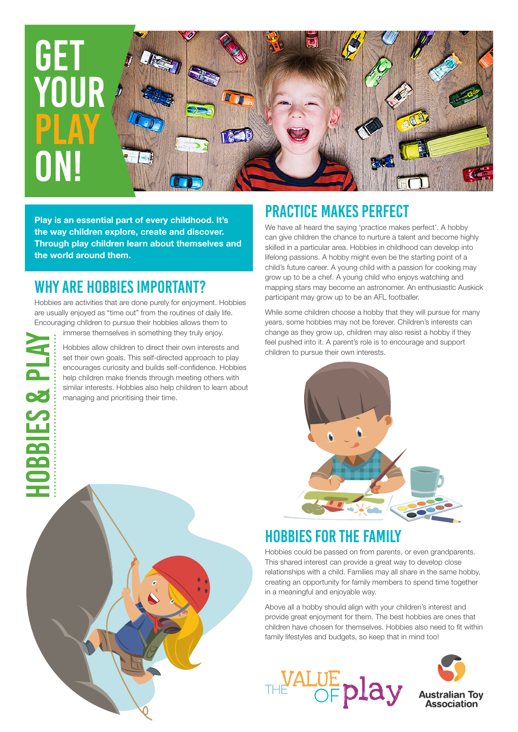# GET YOUR PLAY ON!

**Play is an essential part of every childhood. It's the way children explore, create and discover. Through play children learn about themselves and the world around them.**

HOBBIES & PLAY

## WHY ARE HOBBIES IMPORTANT?

Hobbies are activities that are done purely for enjoyment. Hobbies are usually enjoyed as "time out" from the routines of daily life. Encouraging children to pursue their hobbies allows them to immerse themselves in something they truly enjoy.

Hobbies allow children to direct their own interests and set their own goals. This self-directed approach to play encourages curiosity and builds self-confidence. Hobbies help children make friends through meeting others with similar interests. Hobbies also help children to learn about managing and prioritising their time.

## PRACTICE MAKES PERFECT

We have all heard the saying 'practice makes perfect'. A hobby can give children the chance to nurture a talent and become highly skilled in a particular area. Hobbies in childhood can develop into lifelong passions. A hobby might even be the starting point of a child's future career. A young child with a passion for cooking may grow up to be a chef. A young child who enjoys watching and mapping stars may become an astronomer. An enthusiastic Auskick participant may grow up to be an AFL footballer.

While some children choose a hobby that they will pursue for many years, some hobbies may not be forever. Children's interests can change as they grow up, children may also resist a hobby if they feel pushed into it. A parent's role is to encourage and support children to pursue their own interests.

## HOBBIES FOR THE FAMILY

Hobbies could be passed on from parents, or even grandparents. This shared interest can provide a great way to develop close relationships with a child. Families may all share in the same hobby, creating an opportunity for family members to spend time together in a meaningful and enjoyable way.

Above all a hobby should align with your children's interest and provide great enjoyment for them. The best hobbies are ones that children have chosen for themselves. Hobbies also need to fit within family lifestyles and budgets, so keep that in mind too!

THE VALUE OF play

Australian Toy Association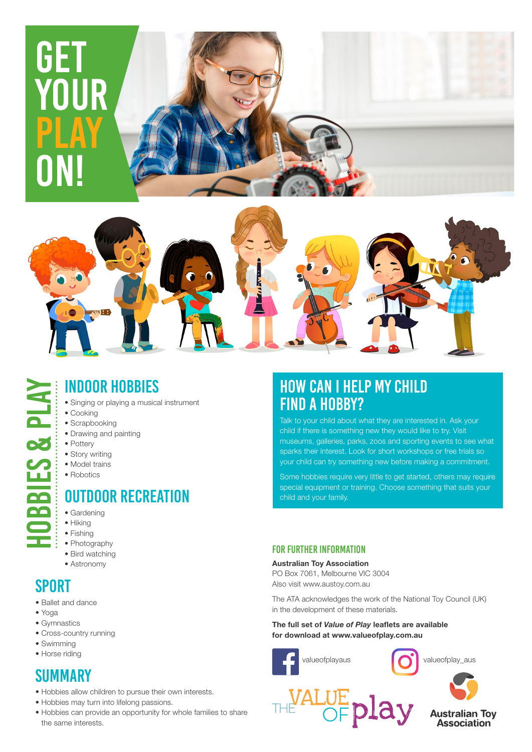# GET YOUR PLAY ON!

## HOBBIES & PLAY

### INDOOR HOBBIES

- Singing or playing a musical instrument
- Cooking
- Scrapbooking
- Drawing and painting
- Pottery
- Story writing
- Model trains
- Robotics

### OUTDOOR RECREATION

- Gardening
- Hiking
- Fishing
- Photography
- Bird watching
- Astronomy

### SPORT

- Ballet and dance
- Yoga
- Gymnastics
- Cross-country running
- Swimming
- Horse riding

### SUMMARY

- Hobbies allow children to pursue their own interests.
- Hobbies may turn into lifelong passions.
- Hobbies can provide an opportunity for whole families to share the same interests.

## HOW CAN I HELP MY CHILD FIND A HOBBY?

Talk to your child about what they are interested in. Ask your child if there is something new they would like to try. Visit museums, galleries, parks, zoos and sporting events to see what sparks their interest. Look for short workshops or free trials so your child can try something new before making a commitment.

Some hobbies require very little to get started, others may require special equipment or training. Choose something that suits your child and your family.

### FOR FURTHER INFORMATION

**Australian Toy Association**
PO Box 7061, Melbourne VIC 3004
Also visit www.austoy.com.au

The ATA acknowledges the work of the National Toy Council (UK) in the development of these materials.

**The full set of *Value of Play* leaflets are available for download at www.valueofplay.com.au**

valueofplayaus

valueofplay_aus

THE VALUE OF play

Australian Toy Association